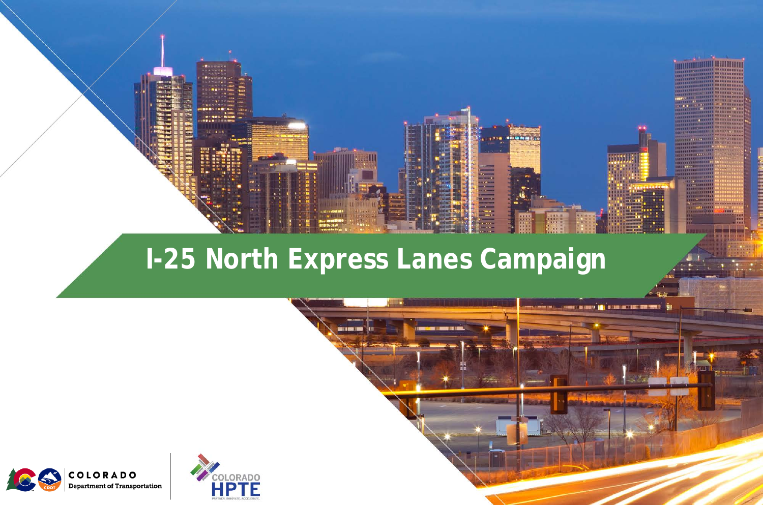# I-25 North Express Lanes Campaign

COLORADO Department of Transportation

COLORADO HPTE

PARTNER. INNOVATE. ACCELERATE.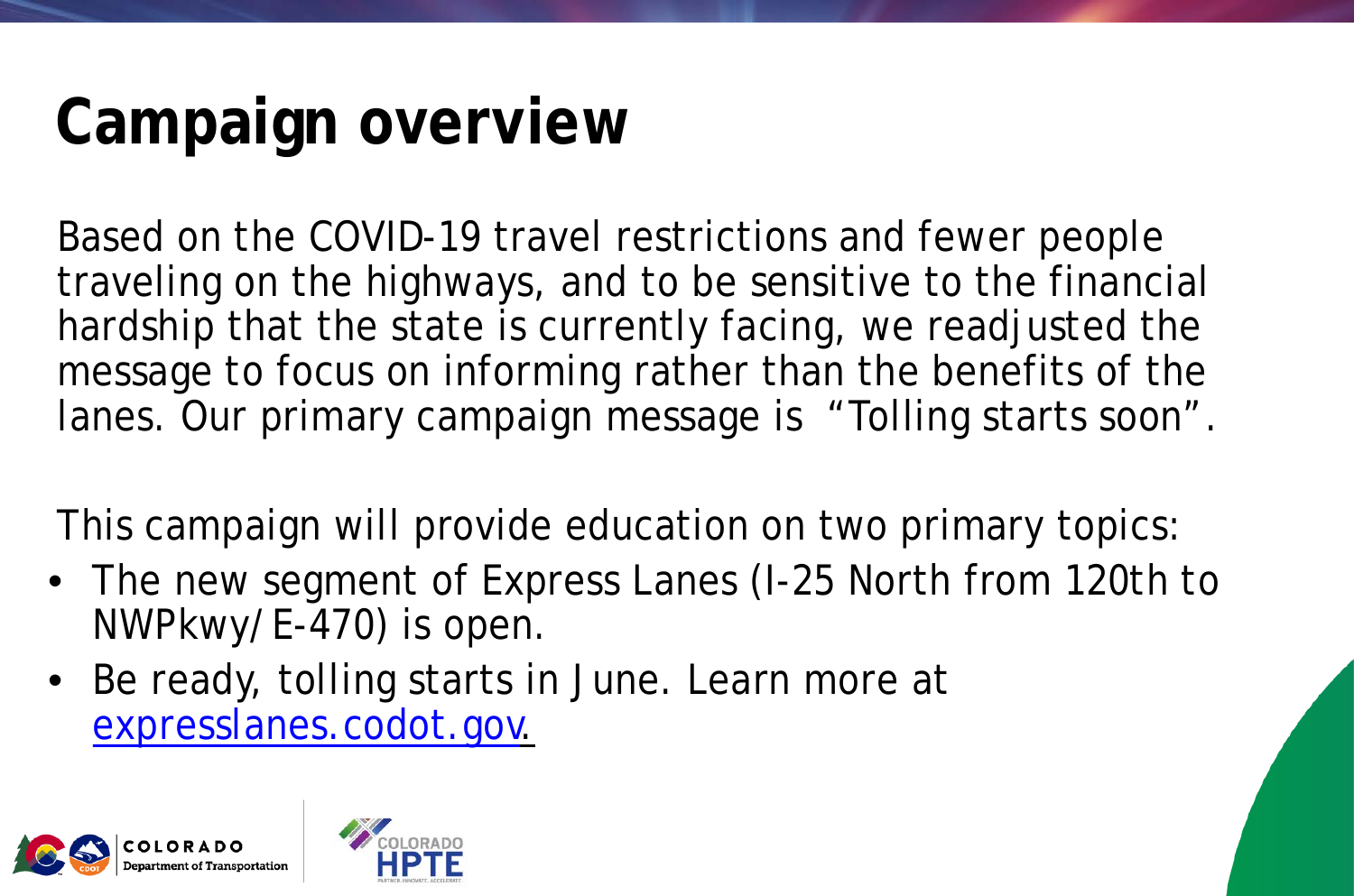# Campaign overview

Based on the COVID-19 travel restrictions and fewer people traveling on the highways, and to be sensitive to the financial hardship that the state is currently facing, we readjusted the message to focus on informing rather than the benefits of the lanes. Our primary campaign message is "Tolling starts soon".

This campaign will provide education on two primary topics:

- The new segment of Express Lanes (I-25 North from 120th to NWPkwy/E-470) is open.
- Be ready, tolling starts in June. Learn more at expresslanes.codot.gov.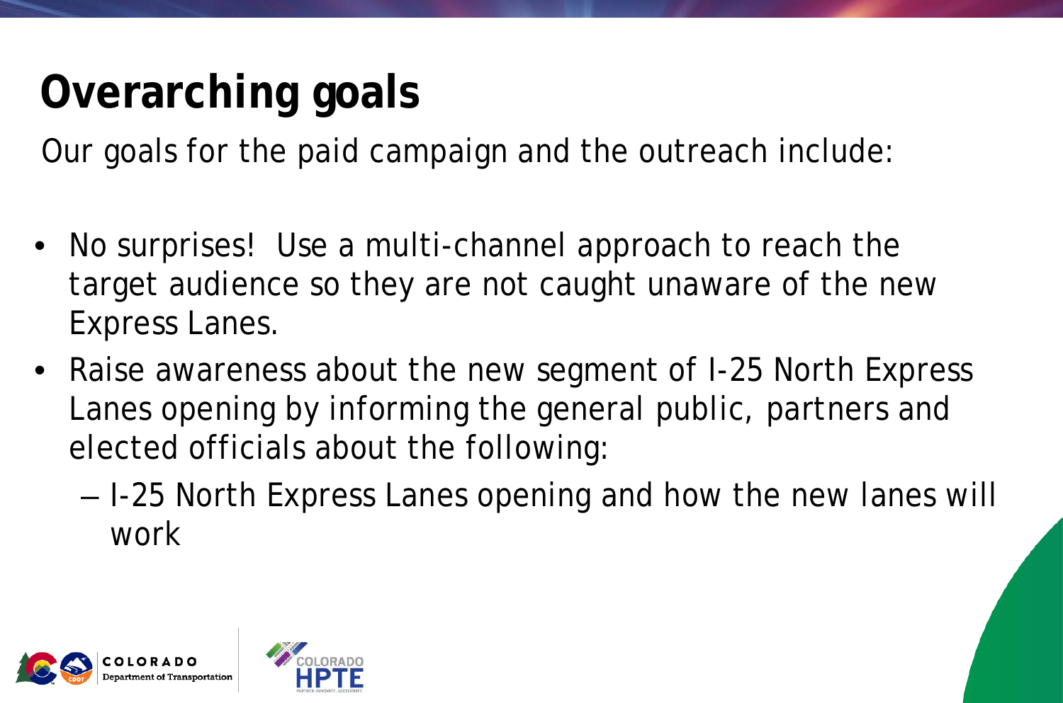# Overarching goals

Our goals for the paid campaign and the outreach include:

- No surprises! Use a multi-channel approach to reach the target audience so they are not caught unaware of the new Express Lanes.
- Raise awareness about the new segment of I-25 North Express Lanes opening by informing the general public, partners and elected officials about the following:
  - I-25 North Express Lanes opening and how the new lanes will work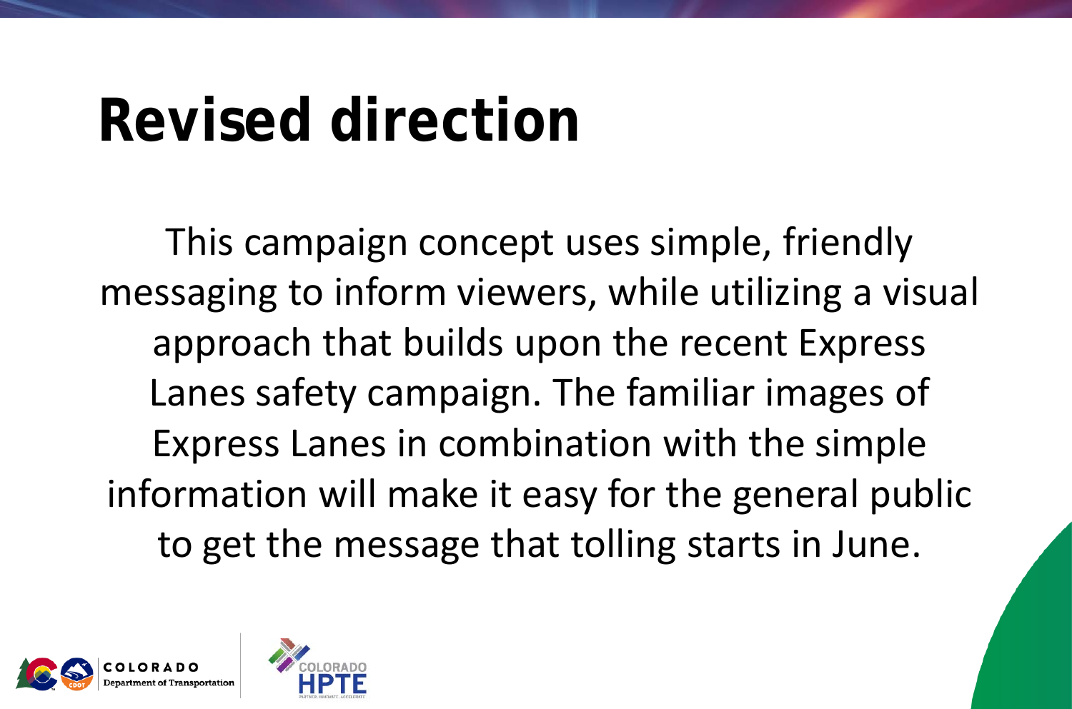# Revised direction

This campaign concept uses simple, friendly messaging to inform viewers, while utilizing a visual approach that builds upon the recent Express Lanes safety campaign. The familiar images of Express Lanes in combination with the simple information will make it easy for the general public to get the message that tolling starts in June.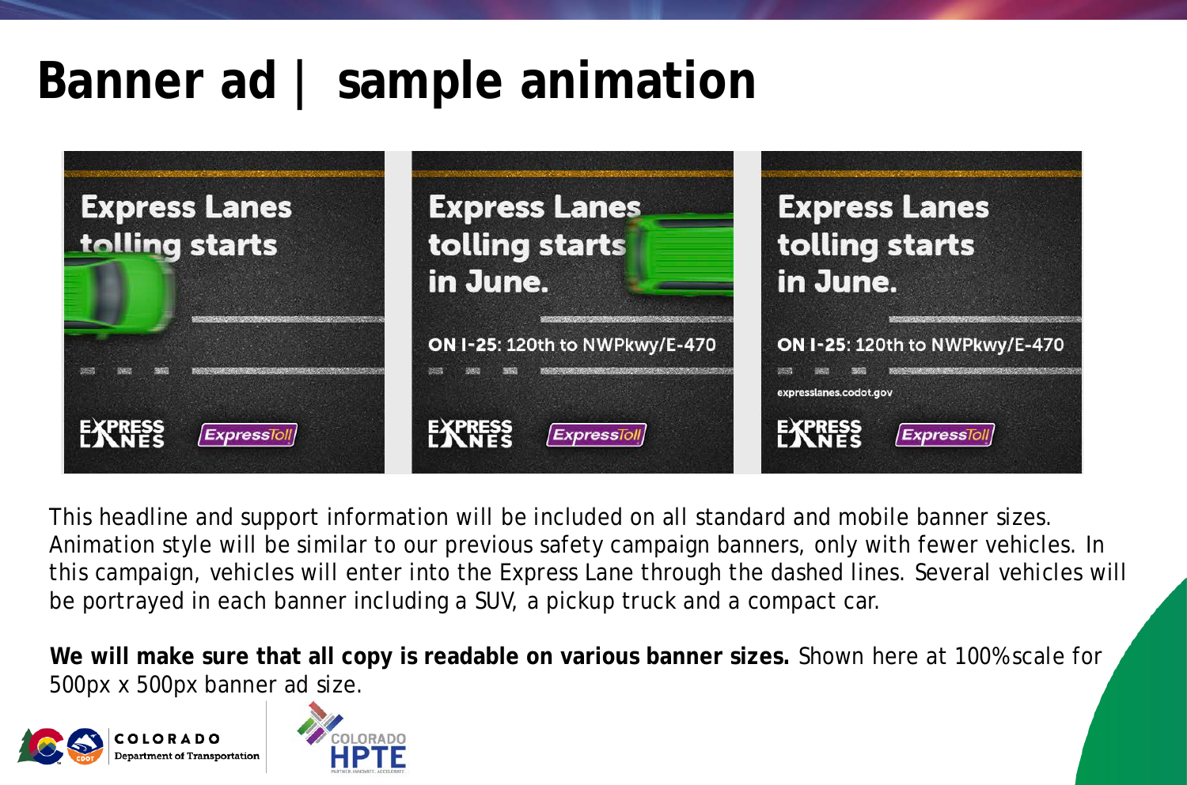# Banner ad | sample animation

Express Lanes tolling starts

Express Lanes tolling starts in June.

ON I-25: 120th to NWPkwy/E-470

Express Lanes tolling starts in June.

ON I-25: 120th to NWPkwy/E-470

expresslanes.codot.gov

This headline and support information will be included on all standard and mobile banner sizes. Animation style will be similar to our previous safety campaign banners, only with fewer vehicles. In this campaign, vehicles will enter into the Express Lane through the dashed lines. Several vehicles will be portrayed in each banner including a SUV, a pickup truck and a compact car.

**We will make sure that all copy is readable on various banner sizes.** Shown here at 100% scale for 500px x 500px banner ad size.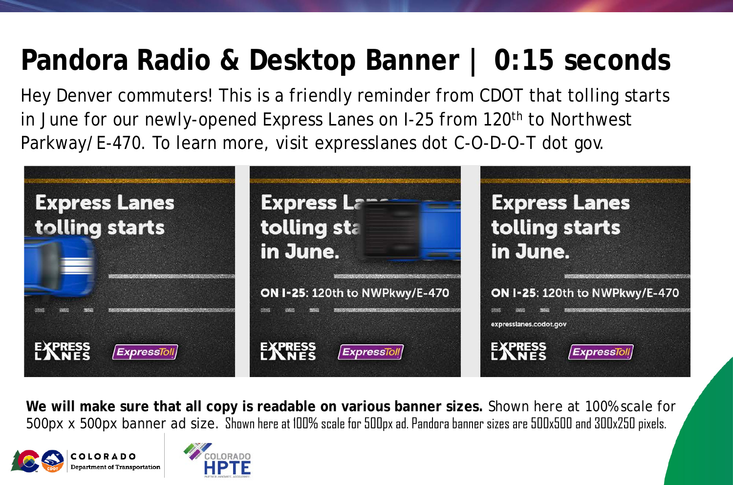# Pandora Radio & Desktop Banner | 0:15 seconds

Hey Denver commuters! This is a friendly reminder from CDOT that tolling starts in June for our newly-opened Express Lanes on I-25 from 120th to Northwest Parkway/E-470. To learn more, visit expresslanes dot C-O-D-O-T dot gov.

Express Lanes tolling starts

EXPRESS LANES ExpressToll

Express Lanes tolling starts in June.

ON I-25: 120th to NWPkwy/E-470

EXPRESS LANES ExpressToll

Express Lanes tolling starts in June.

ON I-25: 120th to NWPkwy/E-470

expresslanes.codot.gov

EXPRESS LANES ExpressToll

**We will make sure that all copy is readable on various banner sizes.** Shown here at 100% scale for 500px x 500px banner ad size. Shown here at 100% scale for 500px ad. Pandora banner sizes are 500x500 and 300x250 pixels.

COLORADO Department of Transportation

COLORADO HPTE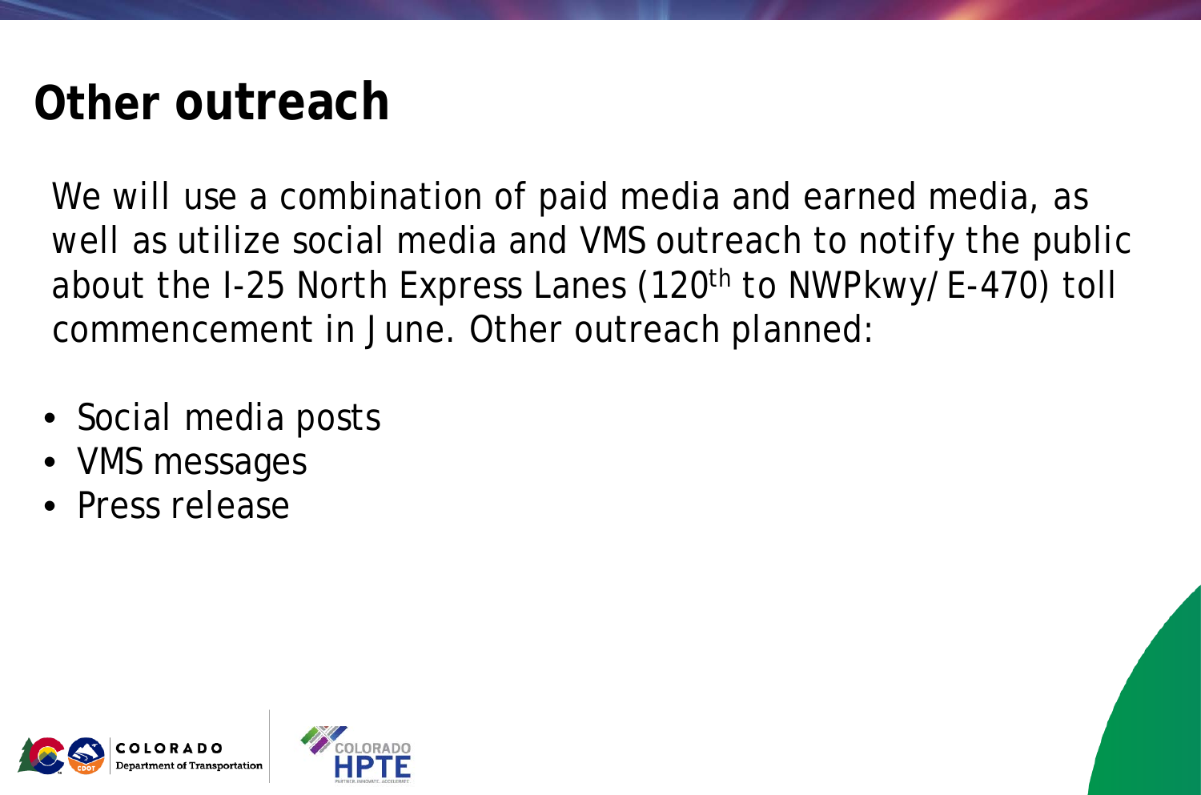# Other outreach

We will use a combination of paid media and earned media, as well as utilize social media and VMS outreach to notify the public about the I-25 North Express Lanes (120th to NWPkwy/E-470) toll commencement in June. Other outreach planned:

- Social media posts
- VMS messages
- Press release